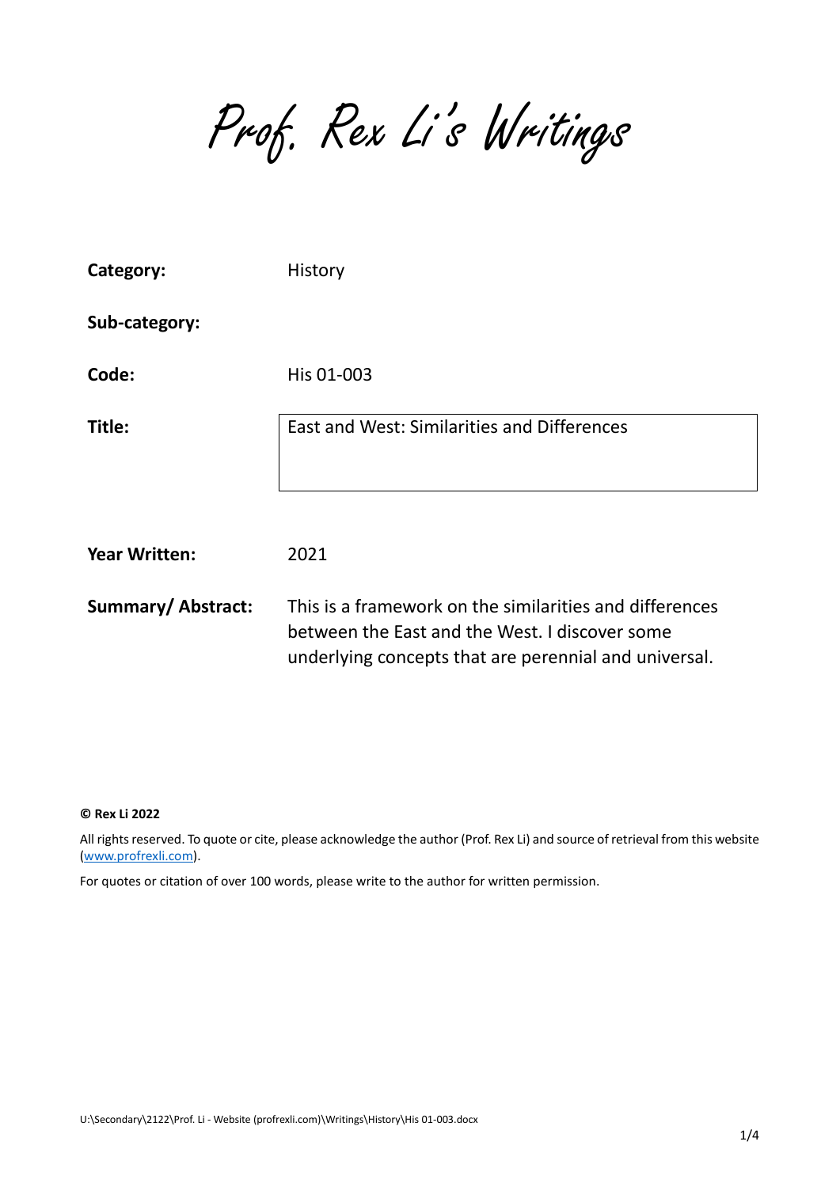# Prof. Rex Li's Writings

| | |
|---|---|
| **Category:** | History |
| **Sub-category:** | |
| **Code:** | His 01-003 |
| **Title:** | East and West: Similarities and Differences |
| **Year Written:** | 2021 |
| **Summary/ Abstract:** | This is a framework on the similarities and differences between the East and the West. I discover some underlying concepts that are perennial and universal. |

**© Rex Li 2022**

All rights reserved. To quote or cite, please acknowledge the author (Prof. Rex Li) and source of retrieval from this website (www.profrexli.com).

For quotes or citation of over 100 words, please write to the author for written permission.

U:\Secondary\2122\Prof. Li - Website (profrexli.com)\Writings\History\His 01-003.docx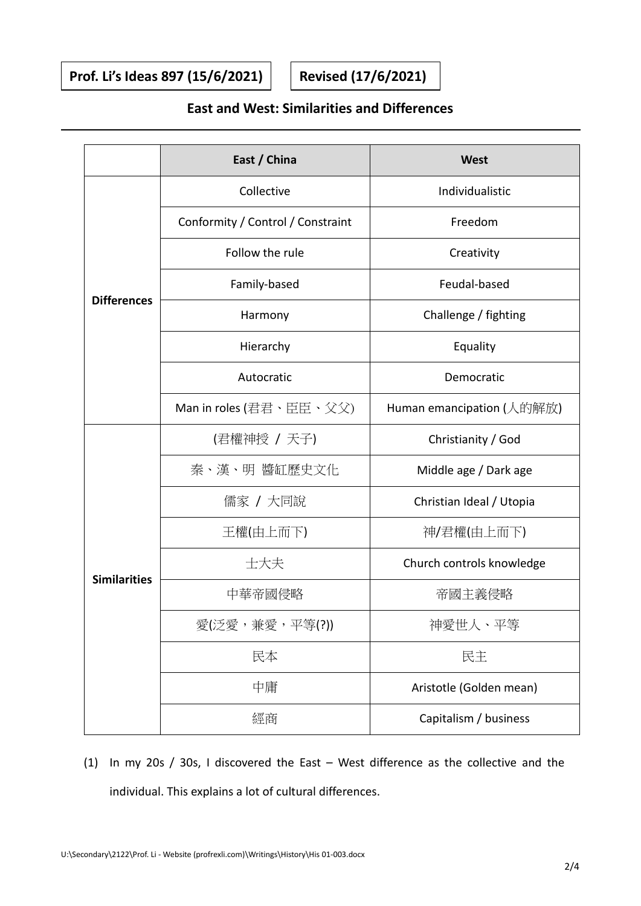**Prof. Li's Ideas 897 (15/6/2021)** **Revised (17/6/2021)**

## East and West: Similarities and Differences

| | East / China | West |
|---|---|---|
| **Differences** | Collective | Individualistic |
| | Conformity / Control / Constraint | Freedom |
| | Follow the rule | Creativity |
| | Family-based | Feudal-based |
| | Harmony | Challenge / fighting |
| | Hierarchy | Equality |
| | Autocratic | Democratic |
| | Man in roles (君君、臣臣、父父) | Human emancipation (人的解放) |
| **Similarities** | (君權神授 / 天子) | Christianity / God |
| | 秦、漢、明 醬缸歷史文化 | Middle age / Dark age |
| | 儒家 / 大同說 | Christian Ideal / Utopia |
| | 王權(由上而下) | 神/君權(由上而下) |
| | 士大夫 | Church controls knowledge |
| | 中華帝國侵略 | 帝國主義侵略 |
| | 愛(泛愛，兼愛，平等(?)) | 神愛世人、平等 |
| | 民本 | 民主 |
| | 中庸 | Aristotle (Golden mean) |
| | 經商 | Capitalism / business |

(1) In my 20s / 30s, I discovered the East – West difference as the collective and the individual. This explains a lot of cultural differences.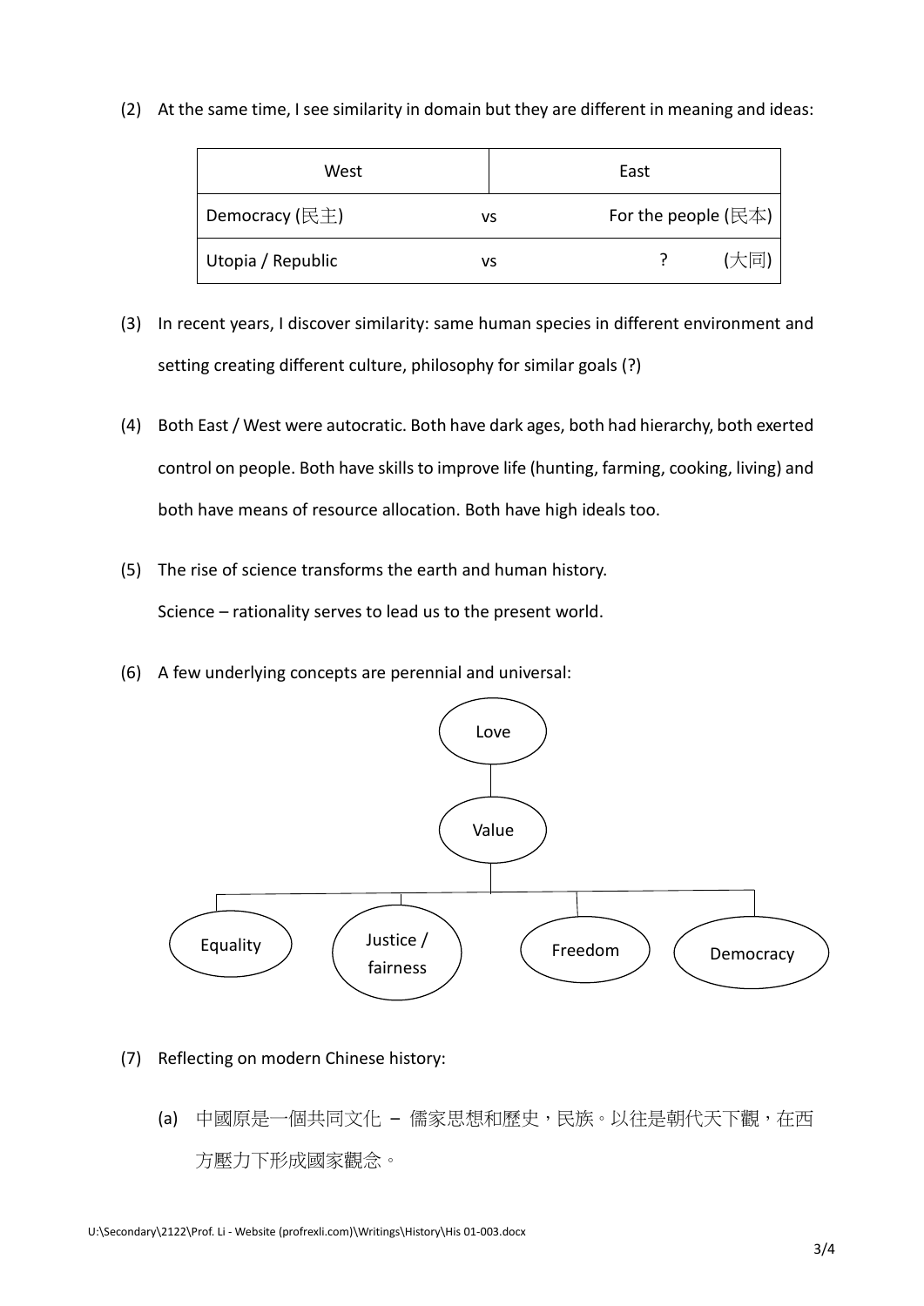(2) At the same time, I see similarity in domain but they are different in meaning and ideas:

| West | | East |
|---|---|---|
| Democracy (民主) | vs | For the people (民本) |
| Utopia / Republic | vs | ? (大同) |

(3) In recent years, I discover similarity: same human species in different environment and setting creating different culture, philosophy for similar goals (?)

(4) Both East / West were autocratic. Both have dark ages, both had hierarchy, both exerted control on people. Both have skills to improve life (hunting, farming, cooking, living) and both have means of resource allocation. Both have high ideals too.

(5) The rise of science transforms the earth and human history.
Science – rationality serves to lead us to the present world.

(6) A few underlying concepts are perennial and universal:

- Love
  - Value
    - Equality
    - Justice / fairness
    - Freedom
    - Democracy

(7) Reflecting on modern Chinese history:

(a) 中國原是一個共同文化 – 儒家思想和歷史，民族。以往是朝代天下觀，在西方壓力下形成國家觀念。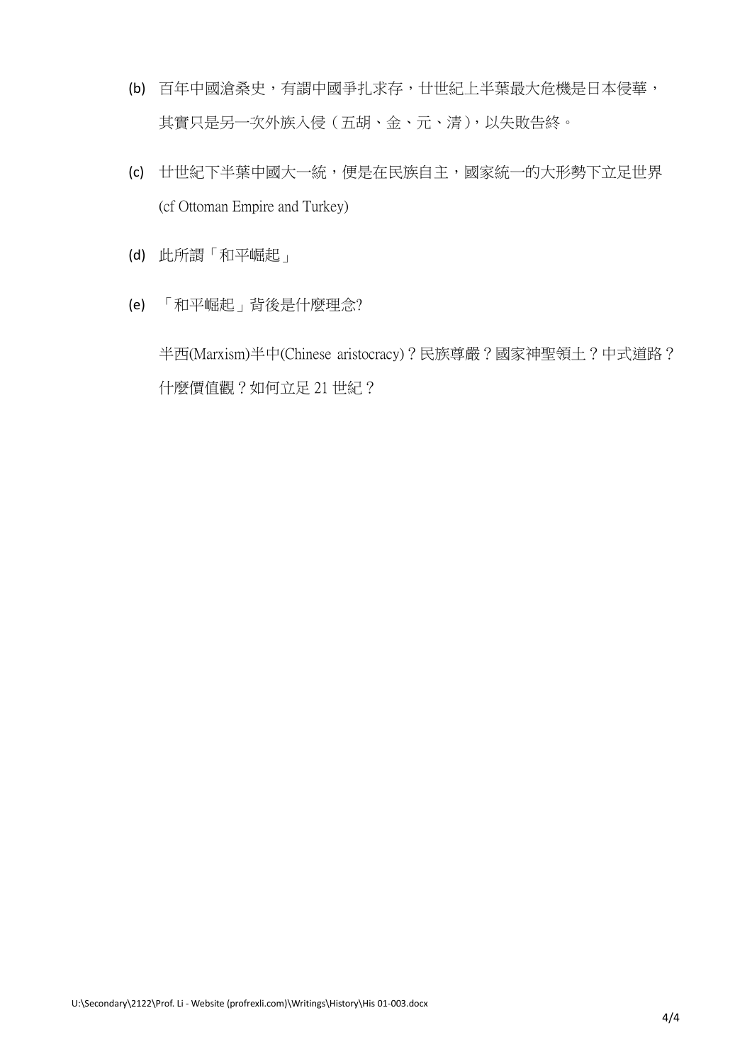(b) 百年中國滄桑史，有謂中國爭扎求存，廿世紀上半葉最大危機是日本侵華，其實只是另一次外族入侵（五胡、金、元、清），以失敗告終。

(c) 廿世紀下半葉中國大一統，便是在民族自主，國家統一的大形勢下立足世界 (cf Ottoman Empire and Turkey)

(d) 此所謂「和平崛起」

(e) 「和平崛起」背後是什麼理念?

半西(Marxism)半中(Chinese aristocracy)？民族尊嚴？國家神聖領土？中式道路？什麼價值觀？如何立足 21 世紀？